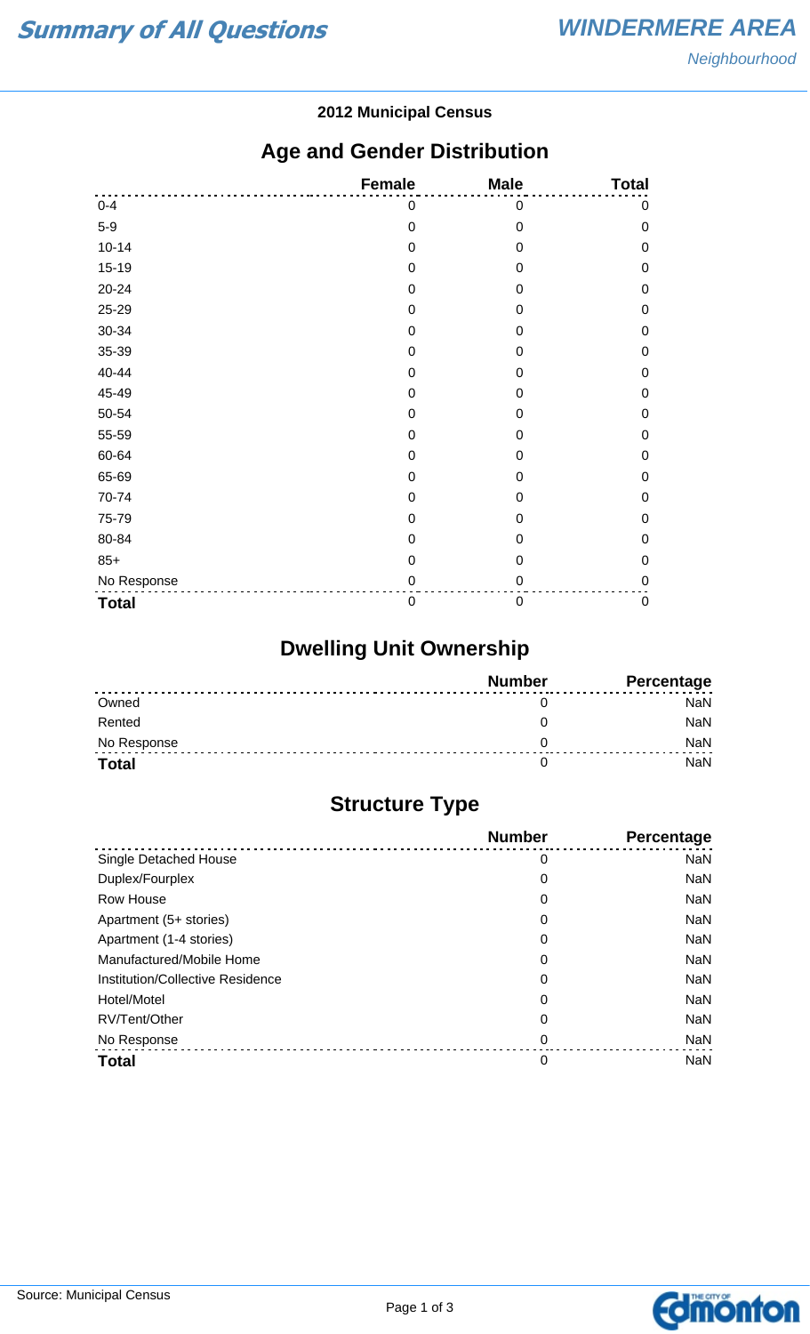# Summary of All Questions

## WINDERMERE AREA

*Neighbourhood*

**2012 Municipal Census**

## Age and Gender Distribution

| | Female | Male | Total |
|---|---|---|---|
| 0-4 | 0 | 0 | 0 |
| 5-9 | 0 | 0 | 0 |
| 10-14 | 0 | 0 | 0 |
| 15-19 | 0 | 0 | 0 |
| 20-24 | 0 | 0 | 0 |
| 25-29 | 0 | 0 | 0 |
| 30-34 | 0 | 0 | 0 |
| 35-39 | 0 | 0 | 0 |
| 40-44 | 0 | 0 | 0 |
| 45-49 | 0 | 0 | 0 |
| 50-54 | 0 | 0 | 0 |
| 55-59 | 0 | 0 | 0 |
| 60-64 | 0 | 0 | 0 |
| 65-69 | 0 | 0 | 0 |
| 70-74 | 0 | 0 | 0 |
| 75-79 | 0 | 0 | 0 |
| 80-84 | 0 | 0 | 0 |
| 85+ | 0 | 0 | 0 |
| No Response | 0 | 0 | 0 |
| **Total** | 0 | 0 | 0 |

## Dwelling Unit Ownership

| | Number | Percentage |
|---|---|---|
| Owned | 0 | NaN |
| Rented | 0 | NaN |
| No Response | 0 | NaN |
| **Total** | 0 | NaN |

## Structure Type

| | Number | Percentage |
|---|---|---|
| Single Detached House | 0 | NaN |
| Duplex/Fourplex | 0 | NaN |
| Row House | 0 | NaN |
| Apartment (5+ stories) | 0 | NaN |
| Apartment (1-4 stories) | 0 | NaN |
| Manufactured/Mobile Home | 0 | NaN |
| Institution/Collective Residence | 0 | NaN |
| Hotel/Motel | 0 | NaN |
| RV/Tent/Other | 0 | NaN |
| No Response | 0 | NaN |
| **Total** | 0 | NaN |

Source: Municipal Census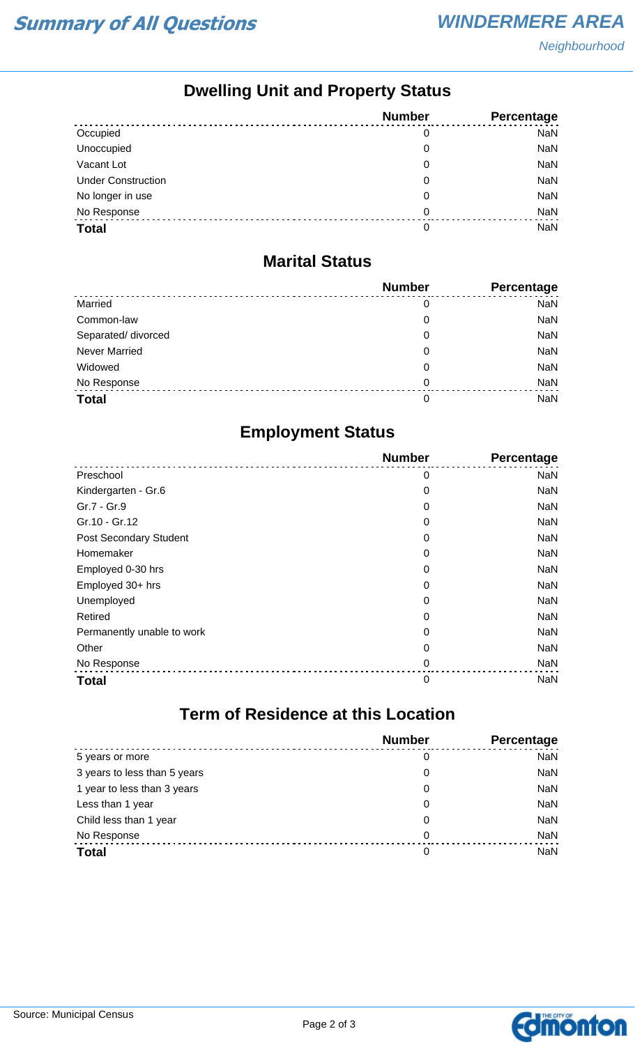# Summary of All Questions

## WINDERMERE AREA

*Neighbourhood*

## Dwelling Unit and Property Status

| | Number | Percentage |
|---|---|---|
| Occupied | 0 | NaN |
| Unoccupied | 0 | NaN |
| Vacant Lot | 0 | NaN |
| Under Construction | 0 | NaN |
| No longer in use | 0 | NaN |
| No Response | 0 | NaN |
| **Total** | 0 | NaN |

## Marital Status

| | Number | Percentage |
|---|---|---|
| Married | 0 | NaN |
| Common-law | 0 | NaN |
| Separated/ divorced | 0 | NaN |
| Never Married | 0 | NaN |
| Widowed | 0 | NaN |
| No Response | 0 | NaN |
| **Total** | 0 | NaN |

## Employment Status

| | Number | Percentage |
|---|---|---|
| Preschool | 0 | NaN |
| Kindergarten - Gr.6 | 0 | NaN |
| Gr.7 - Gr.9 | 0 | NaN |
| Gr.10 - Gr.12 | 0 | NaN |
| Post Secondary Student | 0 | NaN |
| Homemaker | 0 | NaN |
| Employed 0-30 hrs | 0 | NaN |
| Employed 30+ hrs | 0 | NaN |
| Unemployed | 0 | NaN |
| Retired | 0 | NaN |
| Permanently unable to work | 0 | NaN |
| Other | 0 | NaN |
| No Response | 0 | NaN |
| **Total** | 0 | NaN |

## Term of Residence at this Location

| | Number | Percentage |
|---|---|---|
| 5 years or more | 0 | NaN |
| 3 years to less than 5 years | 0 | NaN |
| 1 year to less than 3 years | 0 | NaN |
| Less than 1 year | 0 | NaN |
| Child less than 1 year | 0 | NaN |
| No Response | 0 | NaN |
| **Total** | 0 | NaN |

Source: Municipal Census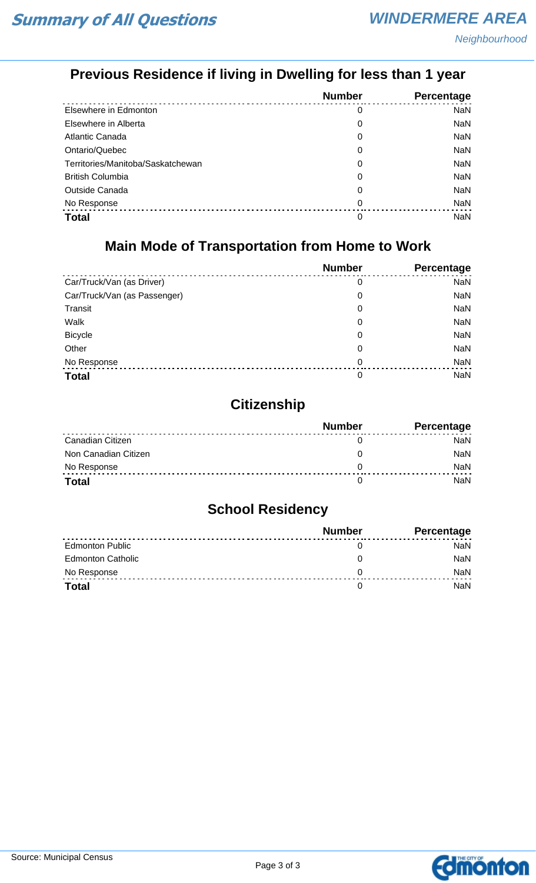## Previous Residence if living in Dwelling for less than 1 year

| | Number | Percentage |
|---|---|---|
| Elsewhere in Edmonton | 0 | NaN |
| Elsewhere in Alberta | 0 | NaN |
| Atlantic Canada | 0 | NaN |
| Ontario/Quebec | 0 | NaN |
| Territories/Manitoba/Saskatchewan | 0 | NaN |
| British Columbia | 0 | NaN |
| Outside Canada | 0 | NaN |
| No Response | 0 | NaN |
| **Total** | 0 | NaN |

## Main Mode of Transportation from Home to Work

| | Number | Percentage |
|---|---|---|
| Car/Truck/Van (as Driver) | 0 | NaN |
| Car/Truck/Van (as Passenger) | 0 | NaN |
| Transit | 0 | NaN |
| Walk | 0 | NaN |
| Bicycle | 0 | NaN |
| Other | 0 | NaN |
| No Response | 0 | NaN |
| **Total** | 0 | NaN |

## Citizenship

| | Number | Percentage |
|---|---|---|
| Canadian Citizen | 0 | NaN |
| Non Canadian Citizen | 0 | NaN |
| No Response | 0 | NaN |
| **Total** | 0 | NaN |

## School Residency

| | Number | Percentage |
|---|---|---|
| Edmonton Public | 0 | NaN |
| Edmonton Catholic | 0 | NaN |
| No Response | 0 | NaN |
| **Total** | 0 | NaN |

Source: Municipal Census